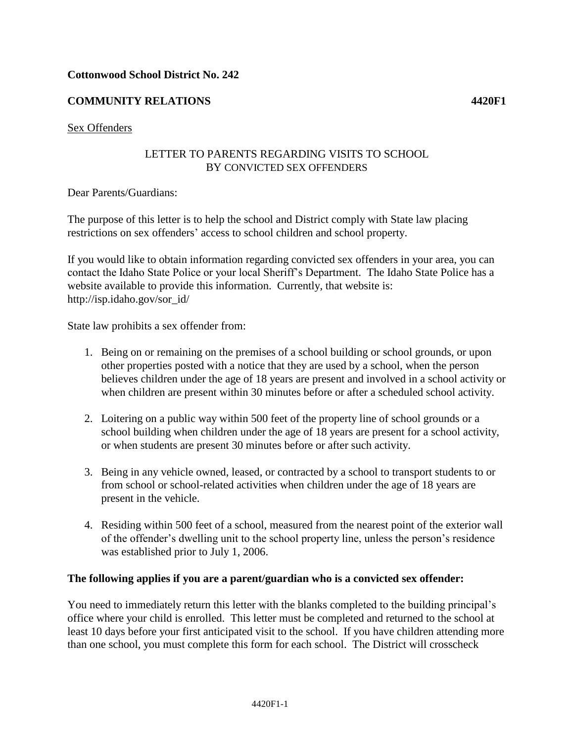**Cottonwood School District No. 242**

**COMMUNITY RELATIONS** **4420F1**

Sex Offenders

LETTER TO PARENTS REGARDING VISITS TO SCHOOL BY CONVICTED SEX OFFENDERS

Dear Parents/Guardians:

The purpose of this letter is to help the school and District comply with State law placing restrictions on sex offenders' access to school children and school property.

If you would like to obtain information regarding convicted sex offenders in your area, you can contact the Idaho State Police or your local Sheriff's Department. The Idaho State Police has a website available to provide this information. Currently, that website is: http://isp.idaho.gov/sor_id/

State law prohibits a sex offender from:

1. Being on or remaining on the premises of a school building or school grounds, or upon other properties posted with a notice that they are used by a school, when the person believes children under the age of 18 years are present and involved in a school activity or when children are present within 30 minutes before or after a scheduled school activity.

2. Loitering on a public way within 500 feet of the property line of school grounds or a school building when children under the age of 18 years are present for a school activity, or when students are present 30 minutes before or after such activity.

3. Being in any vehicle owned, leased, or contracted by a school to transport students to or from school or school-related activities when children under the age of 18 years are present in the vehicle.

4. Residing within 500 feet of a school, measured from the nearest point of the exterior wall of the offender's dwelling unit to the school property line, unless the person's residence was established prior to July 1, 2006.

**The following applies if you are a parent/guardian who is a convicted sex offender:**

You need to immediately return this letter with the blanks completed to the building principal's office where your child is enrolled. This letter must be completed and returned to the school at least 10 days before your first anticipated visit to the school. If you have children attending more than one school, you must complete this form for each school. The District will crosscheck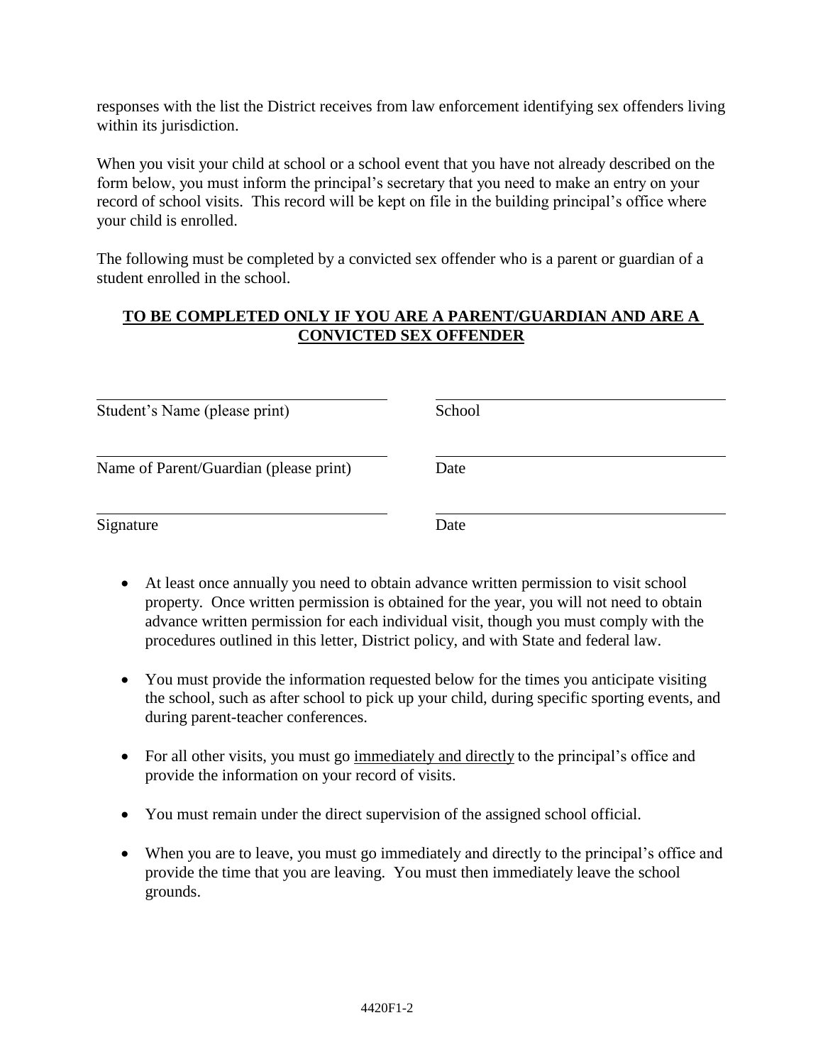responses with the list the District receives from law enforcement identifying sex offenders living within its jurisdiction.

When you visit your child at school or a school event that you have not already described on the form below, you must inform the principal's secretary that you need to make an entry on your record of school visits. This record will be kept on file in the building principal's office where your child is enrolled.

The following must be completed by a convicted sex offender who is a parent or guardian of a student enrolled in the school.

**TO BE COMPLETED ONLY IF YOU ARE A PARENT/GUARDIAN AND ARE A CONVICTED SEX OFFENDER**

| | |
|---|---|
| \_\_\_\_\_\_\_\_\_\_\_\_\_\_\_\_\_\_\_\_\_\_\_\_\_\_\_\_ | \_\_\_\_\_\_\_\_\_\_\_\_\_\_\_\_\_\_\_\_\_\_\_\_\_\_\_\_ |
| Student's Name (please print) | School |
| \_\_\_\_\_\_\_\_\_\_\_\_\_\_\_\_\_\_\_\_\_\_\_\_\_\_\_\_ | \_\_\_\_\_\_\_\_\_\_\_\_\_\_\_\_\_\_\_\_\_\_\_\_\_\_\_\_ |
| Name of Parent/Guardian (please print) | Date |
| \_\_\_\_\_\_\_\_\_\_\_\_\_\_\_\_\_\_\_\_\_\_\_\_\_\_\_\_ | \_\_\_\_\_\_\_\_\_\_\_\_\_\_\_\_\_\_\_\_\_\_\_\_\_\_\_\_ |
| Signature | Date |

- At least once annually you need to obtain advance written permission to visit school property. Once written permission is obtained for the year, you will not need to obtain advance written permission for each individual visit, though you must comply with the procedures outlined in this letter, District policy, and with State and federal law.
- You must provide the information requested below for the times you anticipate visiting the school, such as after school to pick up your child, during specific sporting events, and during parent-teacher conferences.
- For all other visits, you must go <u>immediately and directly</u> to the principal's office and provide the information on your record of visits.
- You must remain under the direct supervision of the assigned school official.
- When you are to leave, you must go immediately and directly to the principal's office and provide the time that you are leaving. You must then immediately leave the school grounds.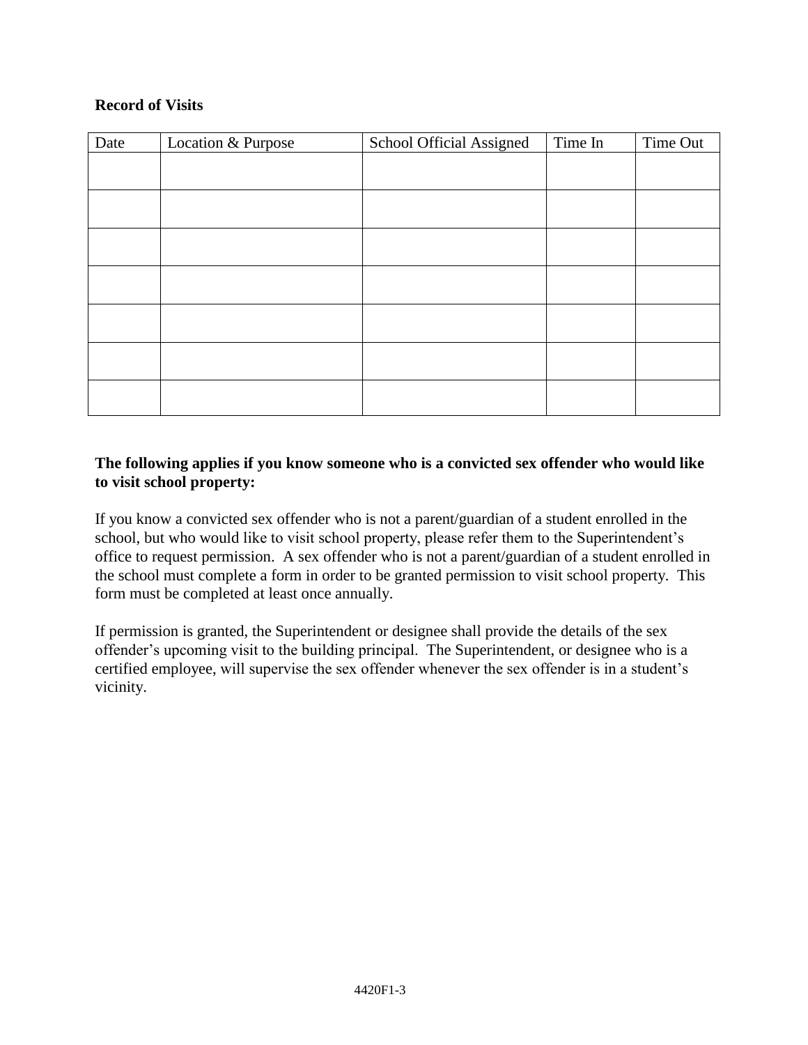**Record of Visits**

| Date | Location & Purpose | School Official Assigned | Time In | Time Out |
| --- | --- | --- | --- | --- |
| | | | | |
| | | | | |
| | | | | |
| | | | | |
| | | | | |
| | | | | |
| | | | | |

**The following applies if you know someone who is a convicted sex offender who would like to visit school property:**

If you know a convicted sex offender who is not a parent/guardian of a student enrolled in the school, but who would like to visit school property, please refer them to the Superintendent's office to request permission. A sex offender who is not a parent/guardian of a student enrolled in the school must complete a form in order to be granted permission to visit school property. This form must be completed at least once annually.

If permission is granted, the Superintendent or designee shall provide the details of the sex offender's upcoming visit to the building principal. The Superintendent, or designee who is a certified employee, will supervise the sex offender whenever the sex offender is in a student's vicinity.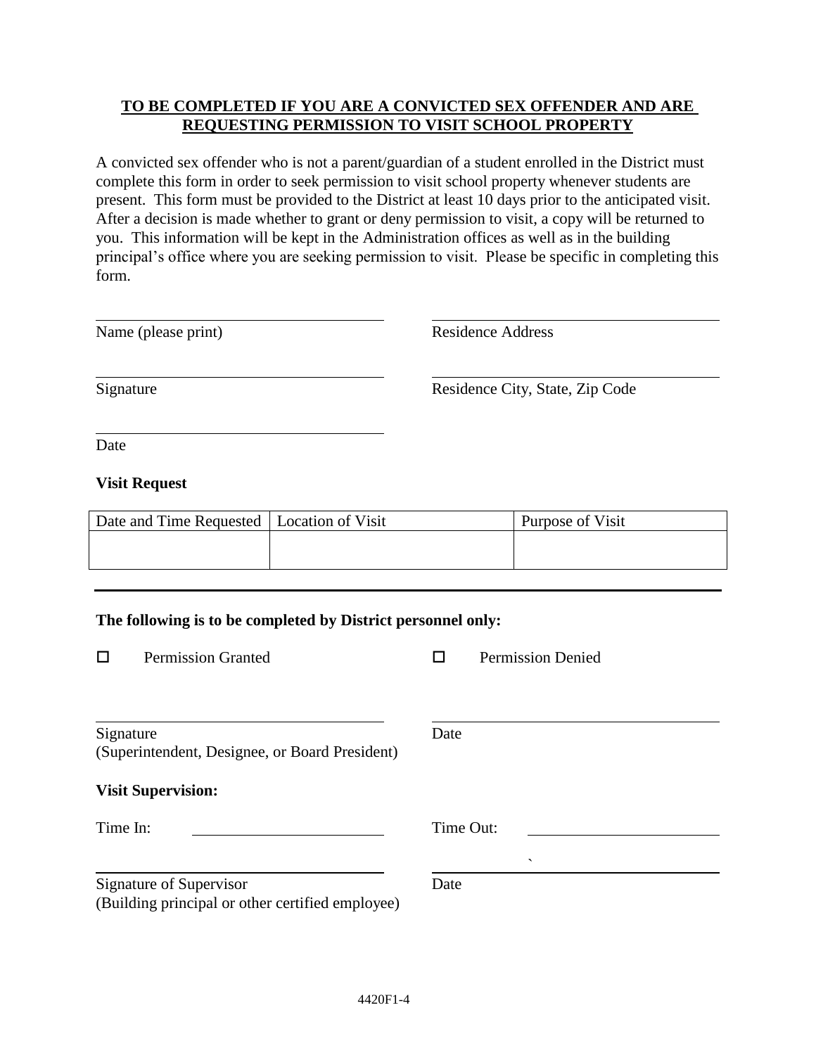**<u>TO BE COMPLETED IF YOU ARE A CONVICTED SEX OFFENDER AND ARE REQUESTING PERMISSION TO VISIT SCHOOL PROPERTY</u>**

A convicted sex offender who is not a parent/guardian of a student enrolled in the District must complete this form in order to seek permission to visit school property whenever students are present. This form must be provided to the District at least 10 days prior to the anticipated visit. After a decision is made whether to grant or deny permission to visit, a copy will be returned to you. This information will be kept in the Administration offices as well as in the building principal's office where you are seeking permission to visit. Please be specific in completing this form.

\_\_\_\_\_\_\_\_\_\_\_\_\_\_\_\_\_\_\_\_\_\_\_\_\_\_\_\_\_\_ \_\_\_\_\_\_\_\_\_\_\_\_\_\_\_\_\_\_\_\_\_\_\_\_\_\_\_\_\_\_
Name (please print) Residence Address

\_\_\_\_\_\_\_\_\_\_\_\_\_\_\_\_\_\_\_\_\_\_\_\_\_\_\_\_\_\_ \_\_\_\_\_\_\_\_\_\_\_\_\_\_\_\_\_\_\_\_\_\_\_\_\_\_\_\_\_\_
Signature Residence City, State, Zip Code

\_\_\_\_\_\_\_\_\_\_\_\_\_\_\_\_\_\_\_\_\_\_\_\_\_\_\_\_\_\_
Date

**Visit Request**

| Date and Time Requested | Location of Visit | Purpose of Visit |
|---|---|---|
| | | |

---

**The following is to be completed by District personnel only:**

☐ Permission Granted ☐ Permission Denied

\_\_\_\_\_\_\_\_\_\_\_\_\_\_\_\_\_\_\_\_\_\_\_\_\_\_\_\_\_\_ \_\_\_\_\_\_\_\_\_\_\_\_\_\_\_\_\_\_\_\_\_\_\_\_\_\_\_\_\_\_
Signature Date
(Superintendent, Designee, or Board President)

**Visit Supervision:**

Time In: \_\_\_\_\_\_\_\_\_\_\_\_\_\_\_\_\_\_\_\_ Time Out: \_\_\_\_\_\_\_\_\_\_\_\_\_\_\_\_\_\_\_\_

\_\_\_\_\_\_\_\_\_\_\_\_\_\_\_\_\_\_\_\_\_\_\_\_\_\_\_\_\_\_ \_\_\_\_\_\_\_\_\_\_\_\_\_\_\_\_\_\_\_\_\_\_\_\_\_\_\_\_\_\_
Signature of Supervisor Date
(Building principal or other certified employee)

4420F1-4